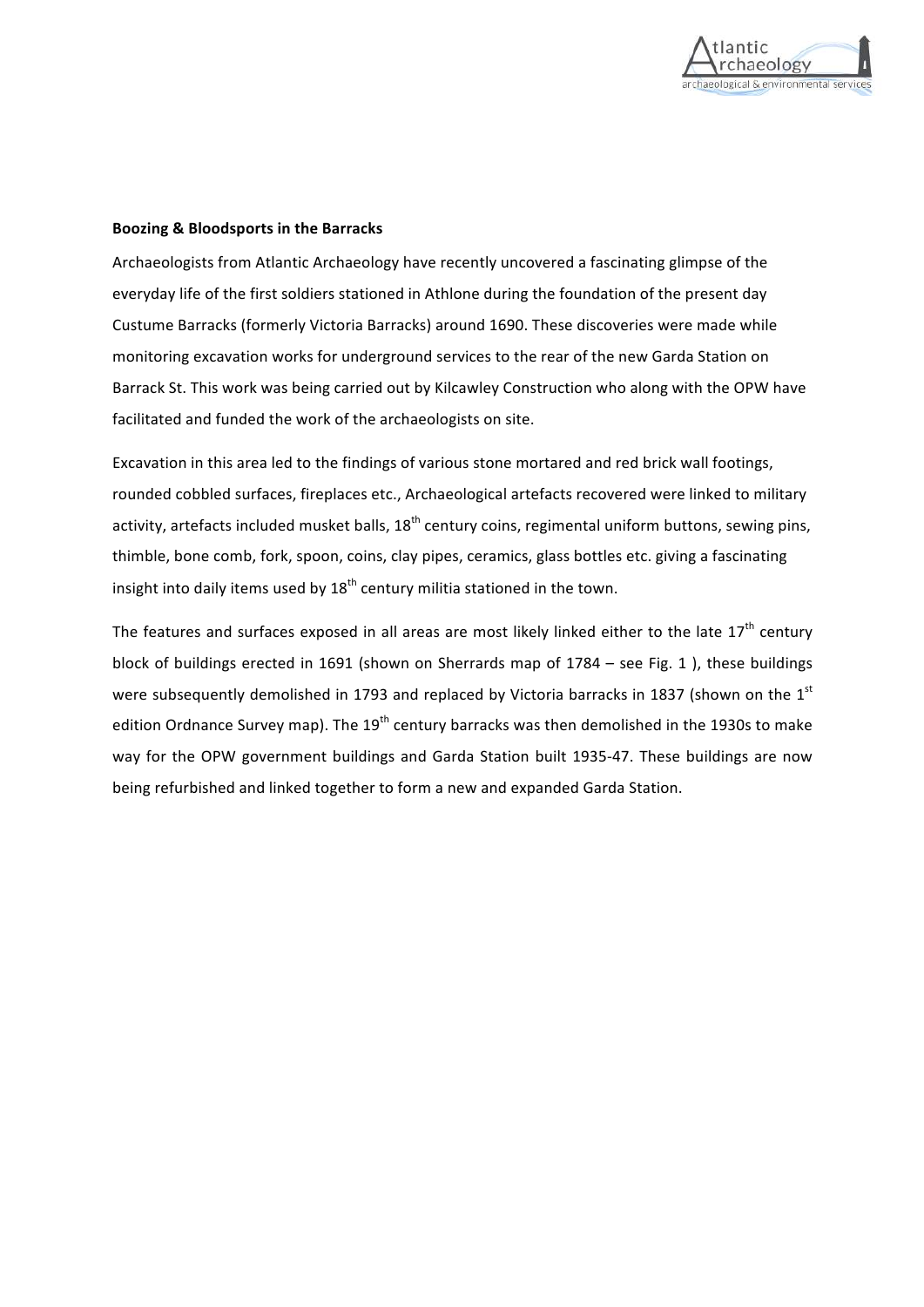**Boozing & Bloodsports in the Barracks**

Archaeologists from Atlantic Archaeology have recently uncovered a fascinating glimpse of the everyday life of the first soldiers stationed in Athlone during the foundation of the present day Custume Barracks (formerly Victoria Barracks) around 1690. These discoveries were made while monitoring excavation works for underground services to the rear of the new Garda Station on Barrack St. This work was being carried out by Kilcawley Construction who along with the OPW have facilitated and funded the work of the archaeologists on site.

Excavation in this area led to the findings of various stone mortared and red brick wall footings, rounded cobbled surfaces, fireplaces etc., Archaeological artefacts recovered were linked to military activity, artefacts included musket balls, 18th century coins, regimental uniform buttons, sewing pins, thimble, bone comb, fork, spoon, coins, clay pipes, ceramics, glass bottles etc. giving a fascinating insight into daily items used by 18th century militia stationed in the town.

The features and surfaces exposed in all areas are most likely linked either to the late 17th century block of buildings erected in 1691 (shown on Sherrards map of 1784 – see Fig. 1 ), these buildings were subsequently demolished in 1793 and replaced by Victoria barracks in 1837 (shown on the 1st edition Ordnance Survey map). The 19th century barracks was then demolished in the 1930s to make way for the OPW government buildings and Garda Station built 1935-47. These buildings are now being refurbished and linked together to form a new and expanded Garda Station.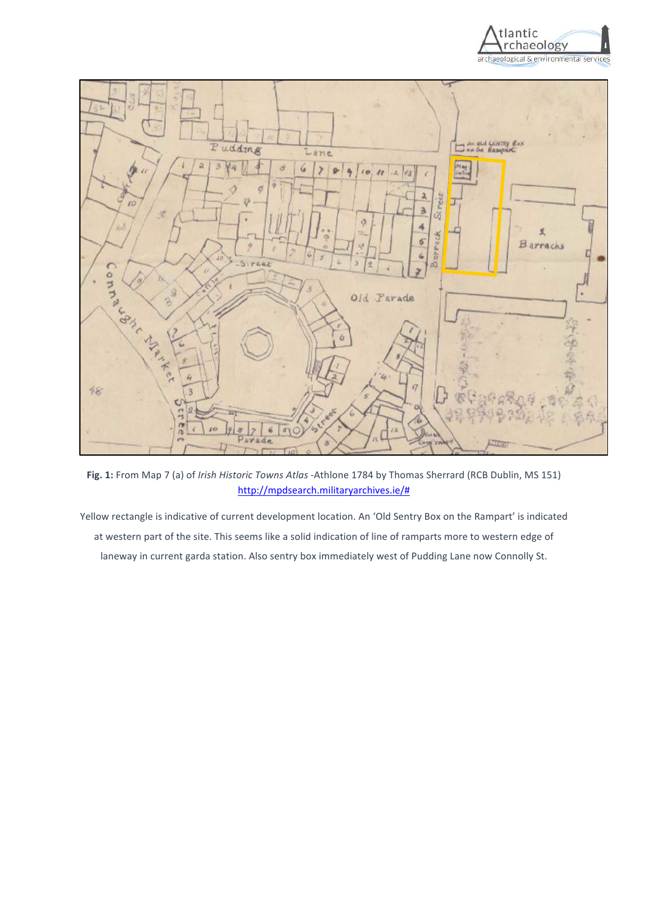**Fig. 1:** From Map 7 (a) of *Irish Historic Towns Atlas* -Athlone 1784 by Thomas Sherrard (RCB Dublin, MS 151) http://mpdsearch.militaryarchives.ie/#

Yellow rectangle is indicative of current development location. An 'Old Sentry Box on the Rampart' is indicated at western part of the site. This seems like a solid indication of line of ramparts more to western edge of laneway in current garda station. Also sentry box immediately west of Pudding Lane now Connolly St.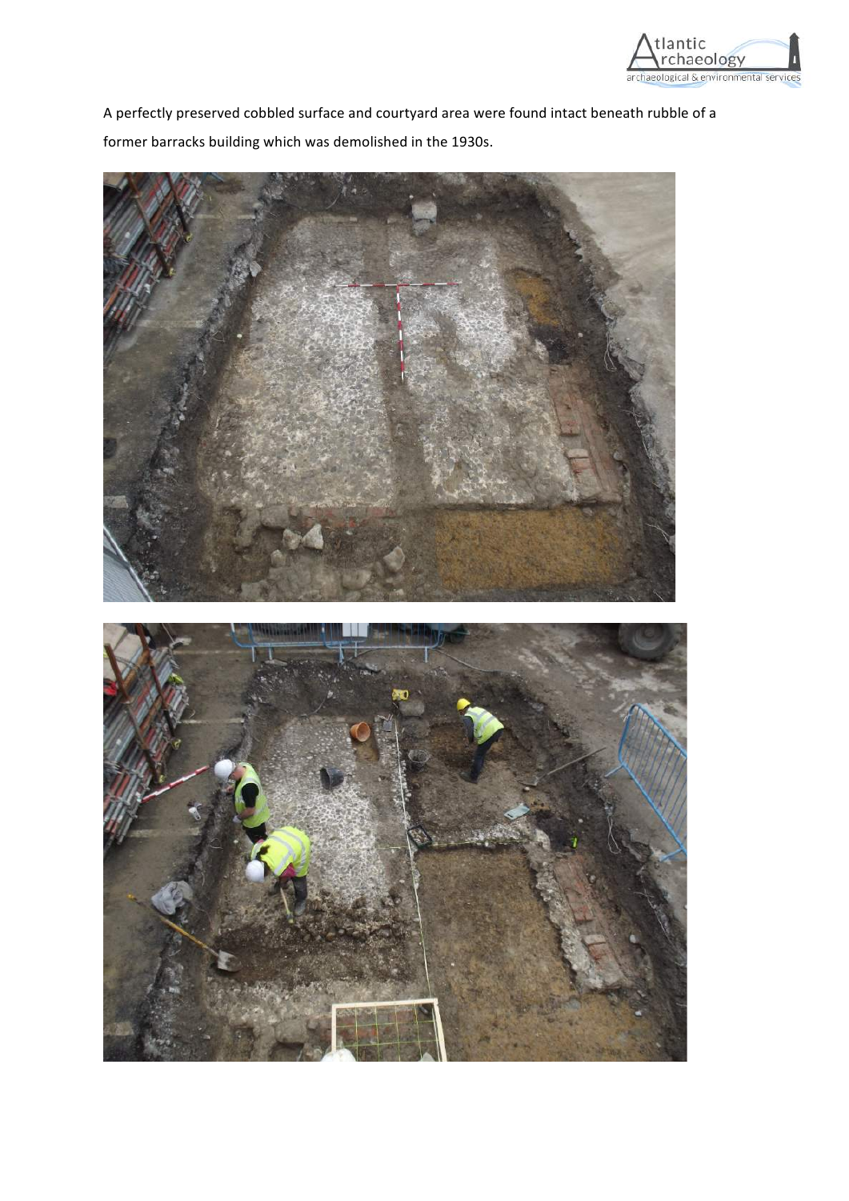A perfectly preserved cobbled surface and courtyard area were found intact beneath rubble of a former barracks building which was demolished in the 1930s.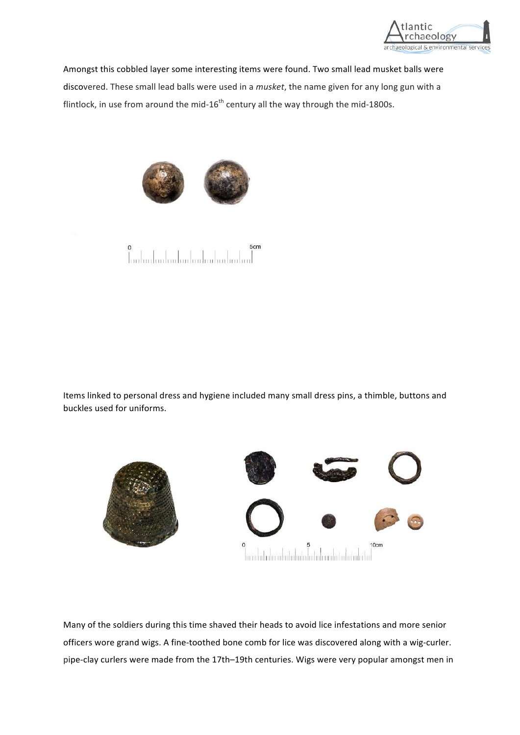Amongst this cobbled layer some interesting items were found. Two small lead musket balls were discovered. These small lead balls were used in a *musket*, the name given for any long gun with a flintlock, in use from around the mid-16th century all the way through the mid-1800s.

Items linked to personal dress and hygiene included many small dress pins, a thimble, buttons and buckles used for uniforms.

Many of the soldiers during this time shaved their heads to avoid lice infestations and more senior officers wore grand wigs. A fine-toothed bone comb for lice was discovered along with a wig-curler. pipe-clay curlers were made from the 17th–19th centuries. Wigs were very popular amongst men in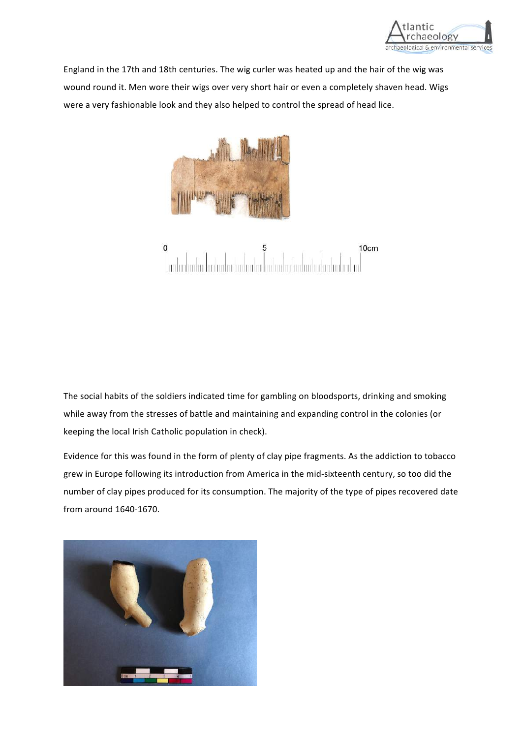England in the 17th and 18th centuries. The wig curler was heated up and the hair of the wig was wound round it. Men wore their wigs over very short hair or even a completely shaven head. Wigs were a very fashionable look and they also helped to control the spread of head lice.

The social habits of the soldiers indicated time for gambling on bloodsports, drinking and smoking while away from the stresses of battle and maintaining and expanding control in the colonies (or keeping the local Irish Catholic population in check).

Evidence for this was found in the form of plenty of clay pipe fragments. As the addiction to tobacco grew in Europe following its introduction from America in the mid-sixteenth century, so too did the number of clay pipes produced for its consumption. The majority of the type of pipes recovered date from around 1640-1670.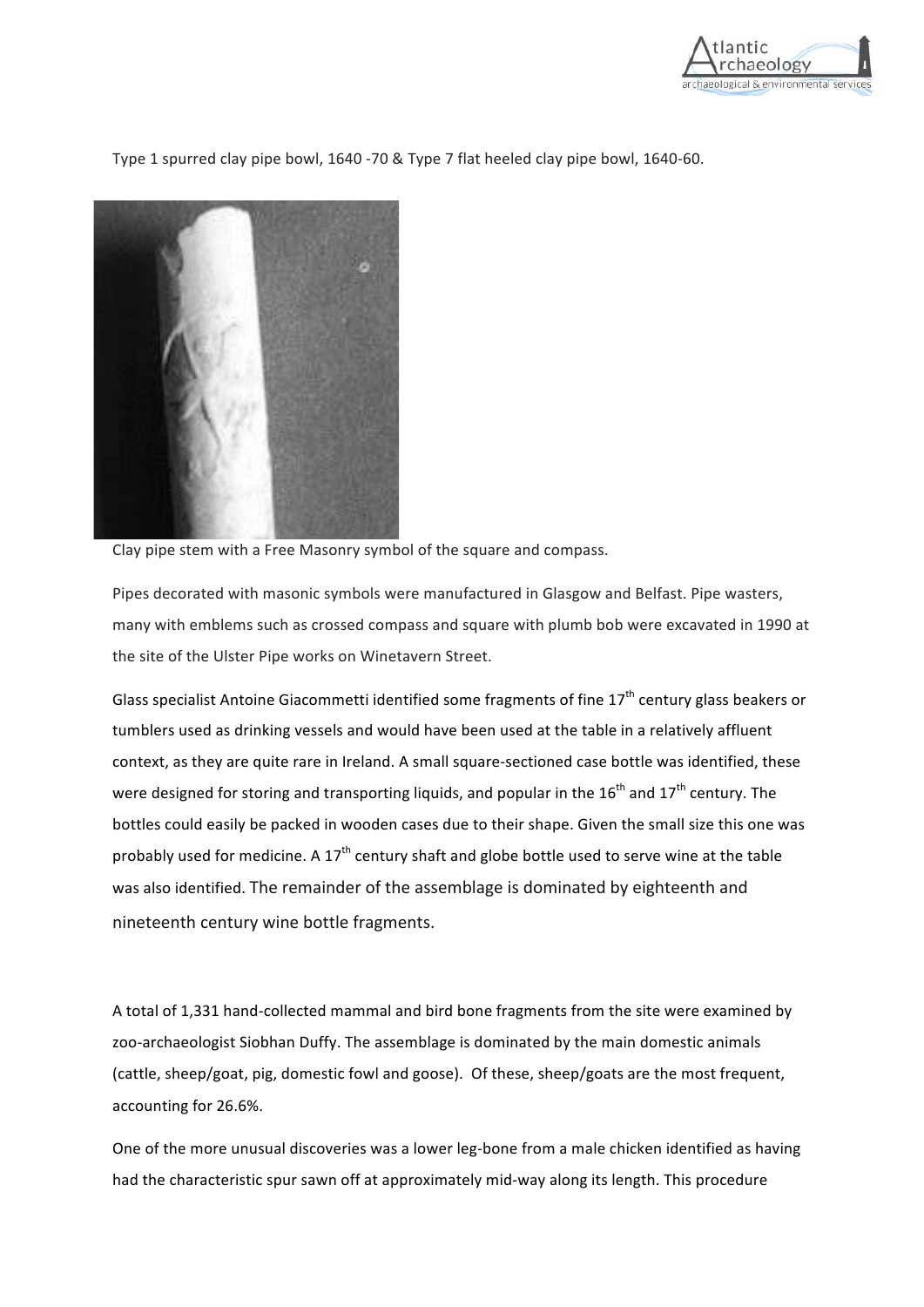Type 1 spurred clay pipe bowl, 1640 -70 & Type 7 flat heeled clay pipe bowl, 1640-60.

Clay pipe stem with a Free Masonry symbol of the square and compass.

Pipes decorated with masonic symbols were manufactured in Glasgow and Belfast. Pipe wasters, many with emblems such as crossed compass and square with plumb bob were excavated in 1990 at the site of the Ulster Pipe works on Winetavern Street.

Glass specialist Antoine Giacommetti identified some fragments of fine 17th century glass beakers or tumblers used as drinking vessels and would have been used at the table in a relatively affluent context, as they are quite rare in Ireland. A small square-sectioned case bottle was identified, these were designed for storing and transporting liquids, and popular in the 16th and 17th century. The bottles could easily be packed in wooden cases due to their shape. Given the small size this one was probably used for medicine. A 17th century shaft and globe bottle used to serve wine at the table was also identified. The remainder of the assemblage is dominated by eighteenth and nineteenth century wine bottle fragments.

A total of 1,331 hand-collected mammal and bird bone fragments from the site were examined by zoo-archaeologist Siobhan Duffy. The assemblage is dominated by the main domestic animals (cattle, sheep/goat, pig, domestic fowl and goose). Of these, sheep/goats are the most frequent, accounting for 26.6%.

One of the more unusual discoveries was a lower leg-bone from a male chicken identified as having had the characteristic spur sawn off at approximately mid-way along its length. This procedure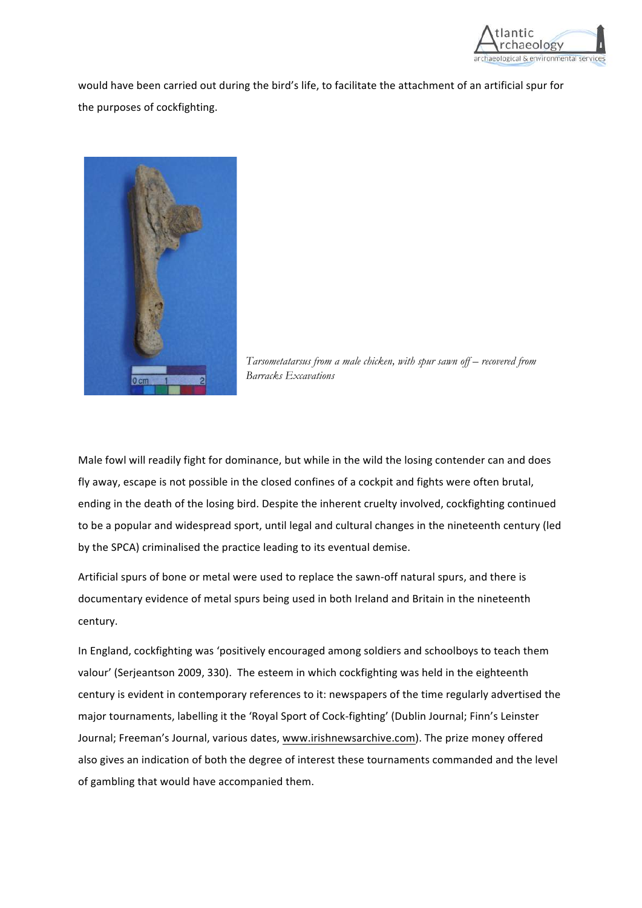would have been carried out during the bird's life, to facilitate the attachment of an artificial spur for the purposes of cockfighting.

*Tarsometatarsus from a male chicken, with spur sawn off – recovered from Barracks Excavations*

Male fowl will readily fight for dominance, but while in the wild the losing contender can and does fly away, escape is not possible in the closed confines of a cockpit and fights were often brutal, ending in the death of the losing bird. Despite the inherent cruelty involved, cockfighting continued to be a popular and widespread sport, until legal and cultural changes in the nineteenth century (led by the SPCA) criminalised the practice leading to its eventual demise.

Artificial spurs of bone or metal were used to replace the sawn-off natural spurs, and there is documentary evidence of metal spurs being used in both Ireland and Britain in the nineteenth century.

In England, cockfighting was 'positively encouraged among soldiers and schoolboys to teach them valour' (Serjeantson 2009, 330). The esteem in which cockfighting was held in the eighteenth century is evident in contemporary references to it: newspapers of the time regularly advertised the major tournaments, labelling it the 'Royal Sport of Cock-fighting' (Dublin Journal; Finn's Leinster Journal; Freeman's Journal, various dates, www.irishnewsarchive.com). The prize money offered also gives an indication of both the degree of interest these tournaments commanded and the level of gambling that would have accompanied them.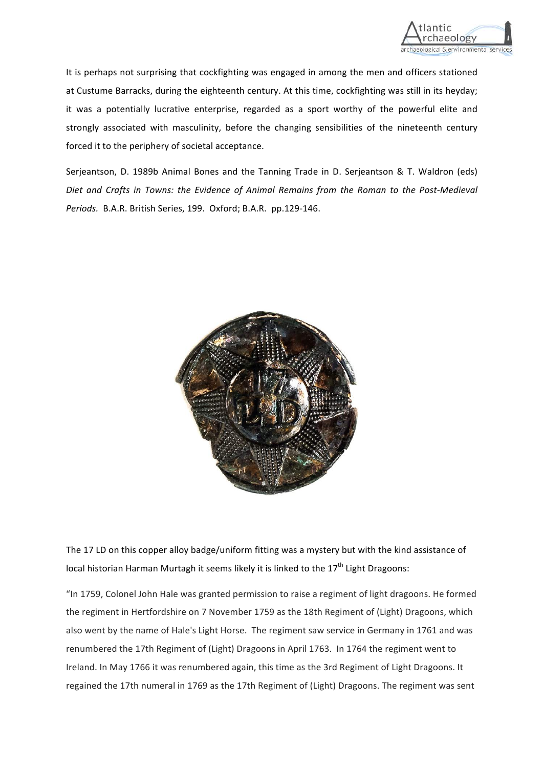It is perhaps not surprising that cockfighting was engaged in among the men and officers stationed at Custume Barracks, during the eighteenth century. At this time, cockfighting was still in its heyday; it was a potentially lucrative enterprise, regarded as a sport worthy of the powerful elite and strongly associated with masculinity, before the changing sensibilities of the nineteenth century forced it to the periphery of societal acceptance.

Serjeantson, D. 1989b Animal Bones and the Tanning Trade in D. Serjeantson & T. Waldron (eds) *Diet and Crafts in Towns: the Evidence of Animal Remains from the Roman to the Post-Medieval Periods.* B.A.R. British Series, 199. Oxford; B.A.R. pp.129-146.

The 17 LD on this copper alloy badge/uniform fitting was a mystery but with the kind assistance of local historian Harman Murtagh it seems likely it is linked to the 17th Light Dragoons:

"In 1759, Colonel John Hale was granted permission to raise a regiment of light dragoons. He formed the regiment in Hertfordshire on 7 November 1759 as the 18th Regiment of (Light) Dragoons, which also went by the name of Hale's Light Horse. The regiment saw service in Germany in 1761 and was renumbered the 17th Regiment of (Light) Dragoons in April 1763. In 1764 the regiment went to Ireland. In May 1766 it was renumbered again, this time as the 3rd Regiment of Light Dragoons. It regained the 17th numeral in 1769 as the 17th Regiment of (Light) Dragoons. The regiment was sent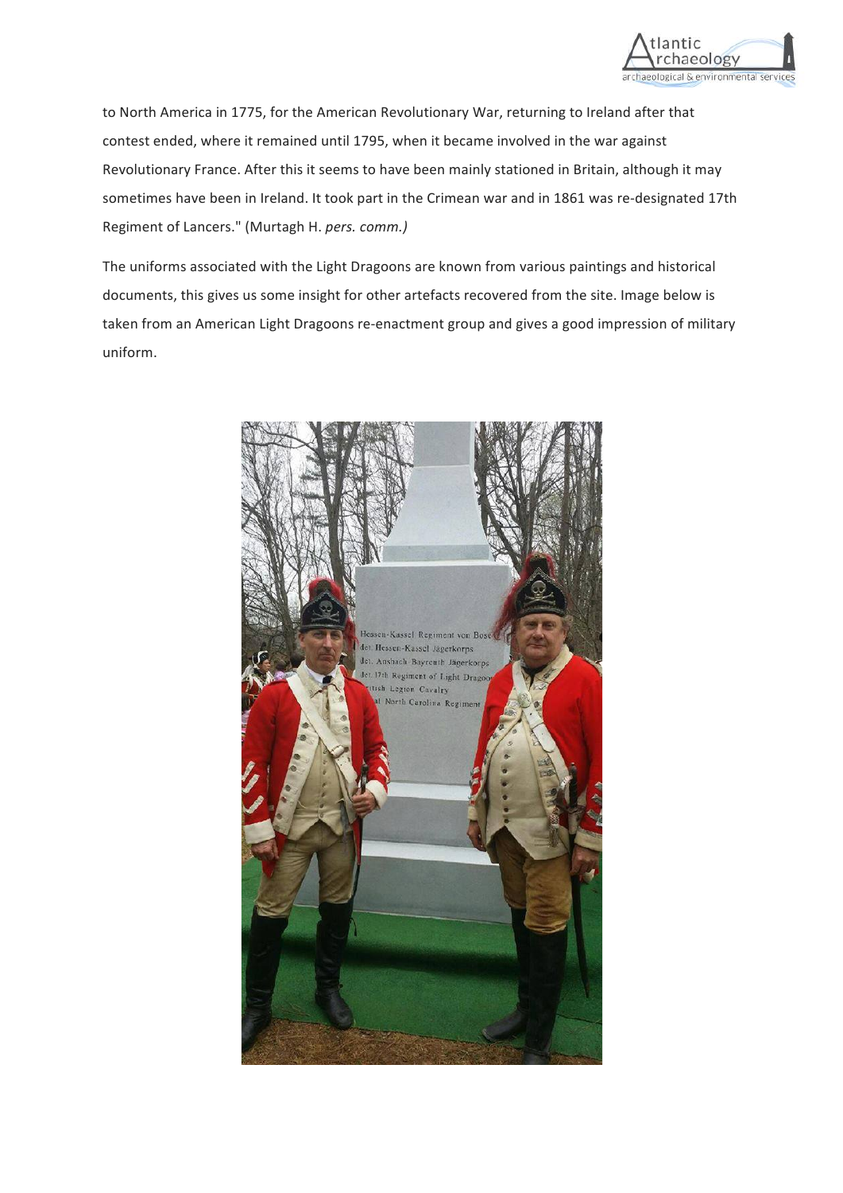to North America in 1775, for the American Revolutionary War, returning to Ireland after that contest ended, where it remained until 1795, when it became involved in the war against Revolutionary France. After this it seems to have been mainly stationed in Britain, although it may sometimes have been in Ireland. It took part in the Crimean war and in 1861 was re-designated 17th Regiment of Lancers." (Murtagh H. *pers. comm.)*

The uniforms associated with the Light Dragoons are known from various paintings and historical documents, this gives us some insight for other artefacts recovered from the site. Image below is taken from an American Light Dragoons re-enactment group and gives a good impression of military uniform.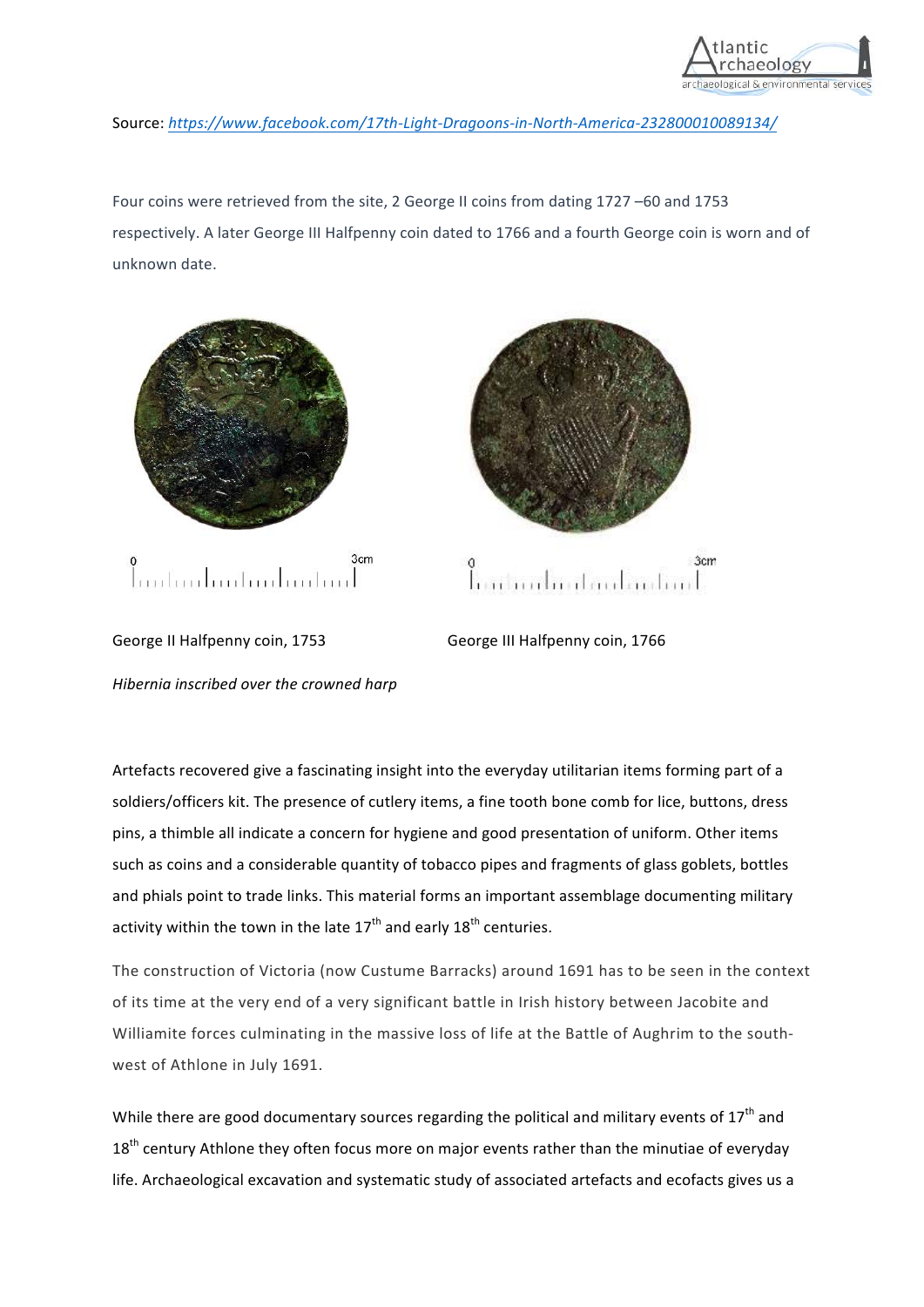Source: *https://www.facebook.com/17th-Light-Dragoons-in-North-America-232800010089134/*

Four coins were retrieved from the site, 2 George II coins from dating 1727 –60 and 1753 respectively. A later George III Halfpenny coin dated to 1766 and a fourth George coin is worn and of unknown date.

George II Halfpenny coin, 1753

George III Halfpenny coin, 1766

*Hibernia inscribed over the crowned harp*

Artefacts recovered give a fascinating insight into the everyday utilitarian items forming part of a soldiers/officers kit. The presence of cutlery items, a fine tooth bone comb for lice, buttons, dress pins, a thimble all indicate a concern for hygiene and good presentation of uniform. Other items such as coins and a considerable quantity of tobacco pipes and fragments of glass goblets, bottles and phials point to trade links. This material forms an important assemblage documenting military activity within the town in the late 17th and early 18th centuries.

The construction of Victoria (now Custume Barracks) around 1691 has to be seen in the context of its time at the very end of a very significant battle in Irish history between Jacobite and Williamite forces culminating in the massive loss of life at the Battle of Aughrim to the south-west of Athlone in July 1691.

While there are good documentary sources regarding the political and military events of 17th and 18th century Athlone they often focus more on major events rather than the minutiae of everyday life. Archaeological excavation and systematic study of associated artefacts and ecofacts gives us a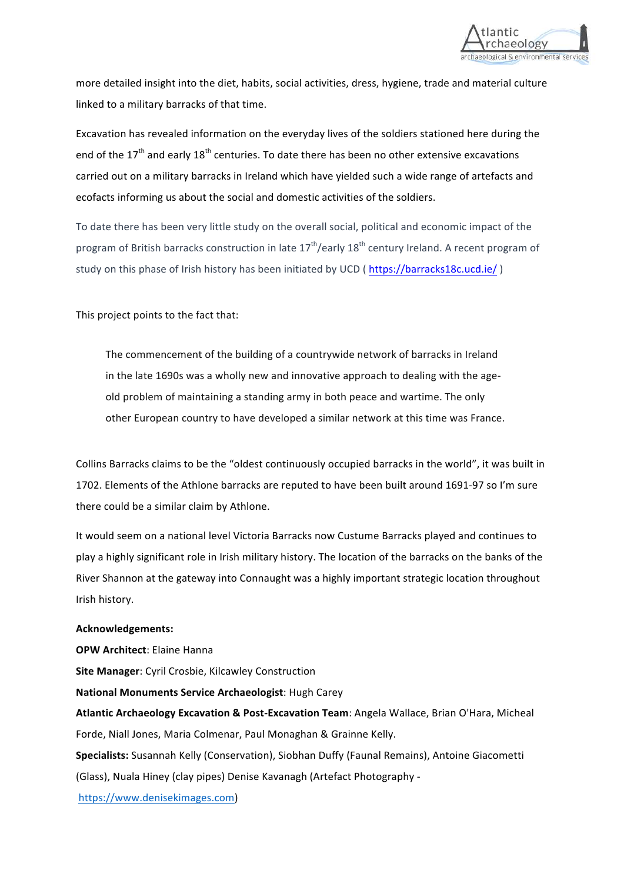more detailed insight into the diet, habits, social activities, dress, hygiene, trade and material culture linked to a military barracks of that time.

Excavation has revealed information on the everyday lives of the soldiers stationed here during the end of the 17th and early 18th centuries. To date there has been no other extensive excavations carried out on a military barracks in Ireland which have yielded such a wide range of artefacts and ecofacts informing us about the social and domestic activities of the soldiers.

To date there has been very little study on the overall social, political and economic impact of the program of British barracks construction in late 17th/early 18th century Ireland. A recent program of study on this phase of Irish history has been initiated by UCD ( https://barracks18c.ucd.ie/ )

This project points to the fact that:

> The commencement of the building of a countrywide network of barracks in Ireland in the late 1690s was a wholly new and innovative approach to dealing with the age-old problem of maintaining a standing army in both peace and wartime. The only other European country to have developed a similar network at this time was France.

Collins Barracks claims to be the "oldest continuously occupied barracks in the world", it was built in 1702. Elements of the Athlone barracks are reputed to have been built around 1691-97 so I'm sure there could be a similar claim by Athlone.

It would seem on a national level Victoria Barracks now Custume Barracks played and continues to play a highly significant role in Irish military history. The location of the barracks on the banks of the River Shannon at the gateway into Connaught was a highly important strategic location throughout Irish history.

**Acknowledgements:**

**OPW Architect**: Elaine Hanna

**Site Manager**: Cyril Crosbie, Kilcawley Construction

**National Monuments Service Archaeologist**: Hugh Carey

**Atlantic Archaeology Excavation & Post-Excavation Team**: Angela Wallace, Brian O'Hara, Micheal Forde, Niall Jones, Maria Colmenar, Paul Monaghan & Grainne Kelly.

**Specialists:** Susannah Kelly (Conservation), Siobhan Duffy (Faunal Remains), Antoine Giacometti (Glass), Nuala Hiney (clay pipes) Denise Kavanagh (Artefact Photography - https://www.denisekimages.com)